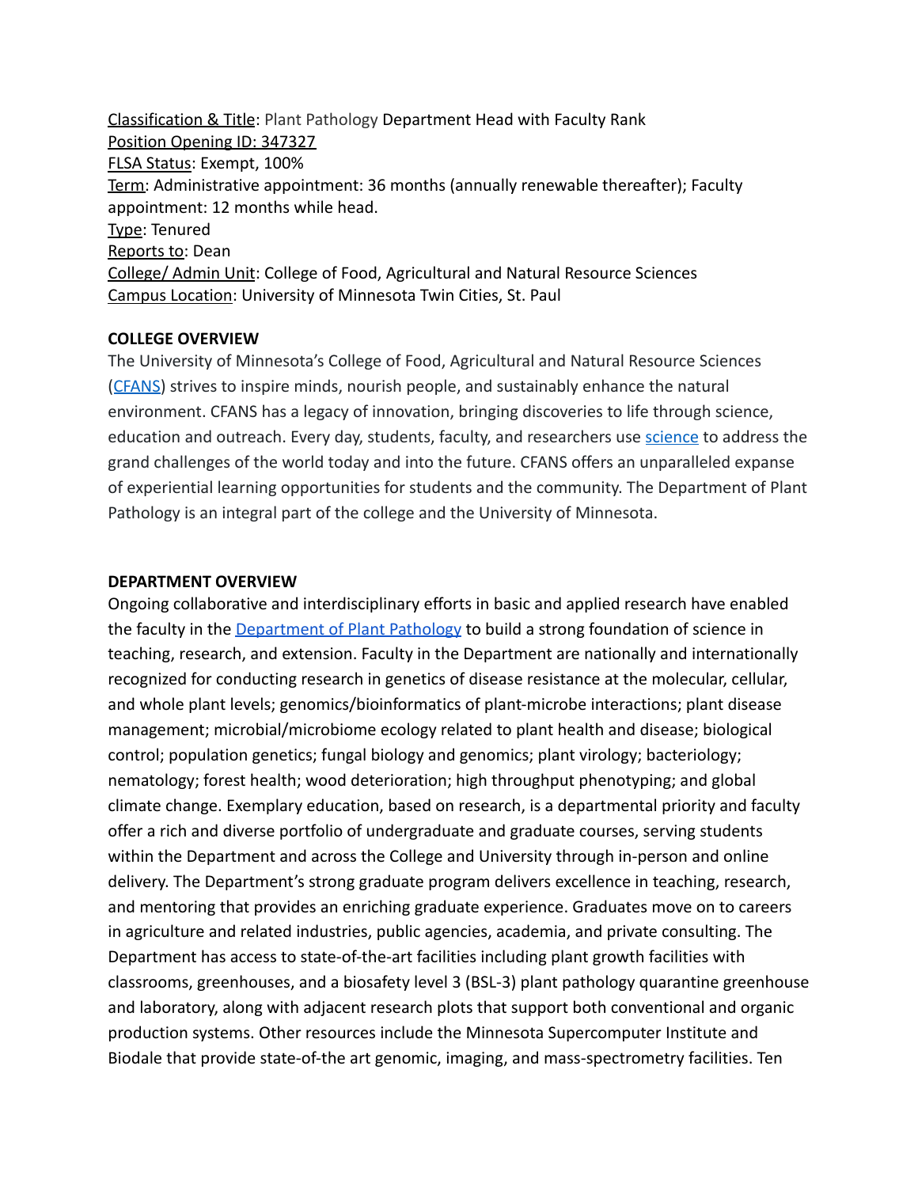Classification & Title: Plant Pathology Department Head with Faculty Rank
Position Opening ID: 347327
FLSA Status: Exempt, 100%
Term: Administrative appointment: 36 months (annually renewable thereafter); Faculty appointment: 12 months while head.
Type: Tenured
Reports to: Dean
College/ Admin Unit: College of Food, Agricultural and Natural Resource Sciences
Campus Location: University of Minnesota Twin Cities, St. Paul

**COLLEGE OVERVIEW**

The University of Minnesota's College of Food, Agricultural and Natural Resource Sciences (CFANS) strives to inspire minds, nourish people, and sustainably enhance the natural environment. CFANS has a legacy of innovation, bringing discoveries to life through science, education and outreach. Every day, students, faculty, and researchers use science to address the grand challenges of the world today and into the future. CFANS offers an unparalleled expanse of experiential learning opportunities for students and the community. The Department of Plant Pathology is an integral part of the college and the University of Minnesota.

**DEPARTMENT OVERVIEW**

Ongoing collaborative and interdisciplinary efforts in basic and applied research have enabled the faculty in the Department of Plant Pathology to build a strong foundation of science in teaching, research, and extension. Faculty in the Department are nationally and internationally recognized for conducting research in genetics of disease resistance at the molecular, cellular, and whole plant levels; genomics/bioinformatics of plant-microbe interactions; plant disease management; microbial/microbiome ecology related to plant health and disease; biological control; population genetics; fungal biology and genomics; plant virology; bacteriology; nematology; forest health; wood deterioration; high throughput phenotyping; and global climate change. Exemplary education, based on research, is a departmental priority and faculty offer a rich and diverse portfolio of undergraduate and graduate courses, serving students within the Department and across the College and University through in-person and online delivery. The Department's strong graduate program delivers excellence in teaching, research, and mentoring that provides an enriching graduate experience. Graduates move on to careers in agriculture and related industries, public agencies, academia, and private consulting. The Department has access to state-of-the-art facilities including plant growth facilities with classrooms, greenhouses, and a biosafety level 3 (BSL-3) plant pathology quarantine greenhouse and laboratory, along with adjacent research plots that support both conventional and organic production systems. Other resources include the Minnesota Supercomputer Institute and Biodale that provide state-of-the art genomic, imaging, and mass-spectrometry facilities. Ten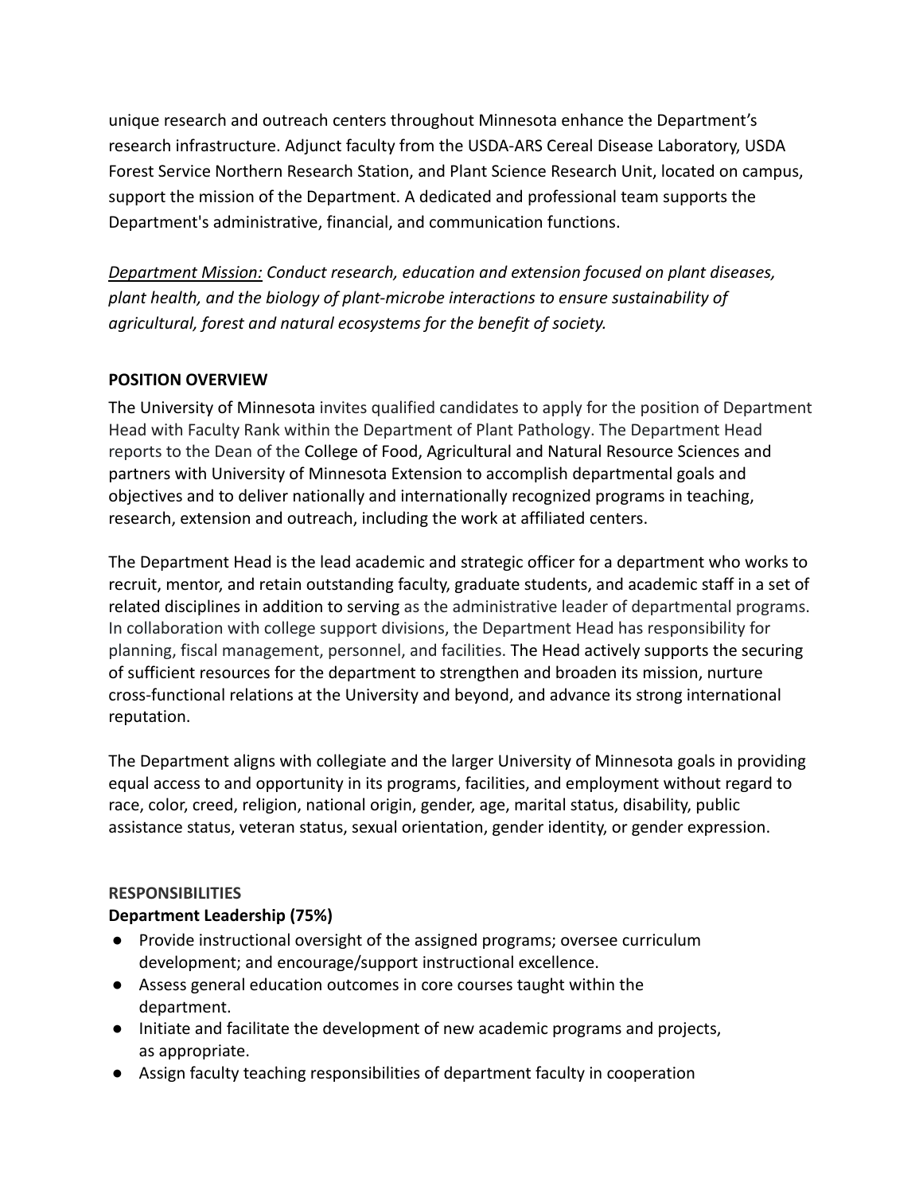unique research and outreach centers throughout Minnesota enhance the Department's research infrastructure. Adjunct faculty from the USDA-ARS Cereal Disease Laboratory, USDA Forest Service Northern Research Station, and Plant Science Research Unit, located on campus, support the mission of the Department. A dedicated and professional team supports the Department's administrative, financial, and communication functions.

*Department Mission: Conduct research, education and extension focused on plant diseases, plant health, and the biology of plant-microbe interactions to ensure sustainability of agricultural, forest and natural ecosystems for the benefit of society.*

**POSITION OVERVIEW**

The University of Minnesota invites qualified candidates to apply for the position of Department Head with Faculty Rank within the Department of Plant Pathology. The Department Head reports to the Dean of the College of Food, Agricultural and Natural Resource Sciences and partners with University of Minnesota Extension to accomplish departmental goals and objectives and to deliver nationally and internationally recognized programs in teaching, research, extension and outreach, including the work at affiliated centers.

The Department Head is the lead academic and strategic officer for a department who works to recruit, mentor, and retain outstanding faculty, graduate students, and academic staff in a set of related disciplines in addition to serving as the administrative leader of departmental programs. In collaboration with college support divisions, the Department Head has responsibility for planning, fiscal management, personnel, and facilities. The Head actively supports the securing of sufficient resources for the department to strengthen and broaden its mission, nurture cross-functional relations at the University and beyond, and advance its strong international reputation.

The Department aligns with collegiate and the larger University of Minnesota goals in providing equal access to and opportunity in its programs, facilities, and employment without regard to race, color, creed, religion, national origin, gender, age, marital status, disability, public assistance status, veteran status, sexual orientation, gender identity, or gender expression.

**RESPONSIBILITIES**

**Department Leadership (75%)**

- Provide instructional oversight of the assigned programs; oversee curriculum development; and encourage/support instructional excellence.
- Assess general education outcomes in core courses taught within the department.
- Initiate and facilitate the development of new academic programs and projects, as appropriate.
- Assign faculty teaching responsibilities of department faculty in cooperation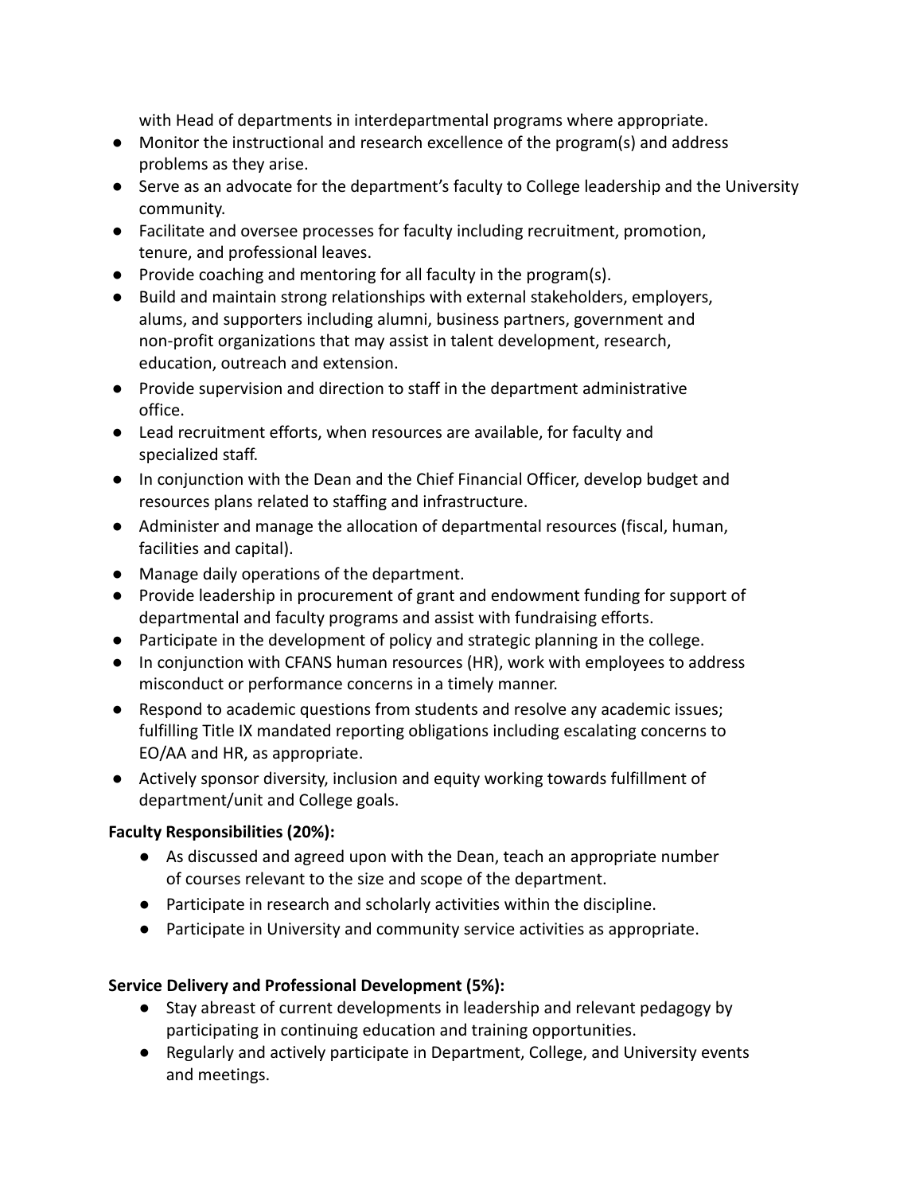with Head of departments in interdepartmental programs where appropriate.

- Monitor the instructional and research excellence of the program(s) and address problems as they arise.
- Serve as an advocate for the department's faculty to College leadership and the University community.
- Facilitate and oversee processes for faculty including recruitment, promotion, tenure, and professional leaves.
- Provide coaching and mentoring for all faculty in the program(s).
- Build and maintain strong relationships with external stakeholders, employers, alums, and supporters including alumni, business partners, government and non-profit organizations that may assist in talent development, research, education, outreach and extension.
- Provide supervision and direction to staff in the department administrative office.
- Lead recruitment efforts, when resources are available, for faculty and specialized staff.
- In conjunction with the Dean and the Chief Financial Officer, develop budget and resources plans related to staffing and infrastructure.
- Administer and manage the allocation of departmental resources (fiscal, human, facilities and capital).
- Manage daily operations of the department.
- Provide leadership in procurement of grant and endowment funding for support of departmental and faculty programs and assist with fundraising efforts.
- Participate in the development of policy and strategic planning in the college.
- In conjunction with CFANS human resources (HR), work with employees to address misconduct or performance concerns in a timely manner.
- Respond to academic questions from students and resolve any academic issues; fulfilling Title IX mandated reporting obligations including escalating concerns to EO/AA and HR, as appropriate.
- Actively sponsor diversity, inclusion and equity working towards fulfillment of department/unit and College goals.

**Faculty Responsibilities (20%):**

- As discussed and agreed upon with the Dean, teach an appropriate number of courses relevant to the size and scope of the department.
- Participate in research and scholarly activities within the discipline.
- Participate in University and community service activities as appropriate.

**Service Delivery and Professional Development (5%):**

- Stay abreast of current developments in leadership and relevant pedagogy by participating in continuing education and training opportunities.
- Regularly and actively participate in Department, College, and University events and meetings.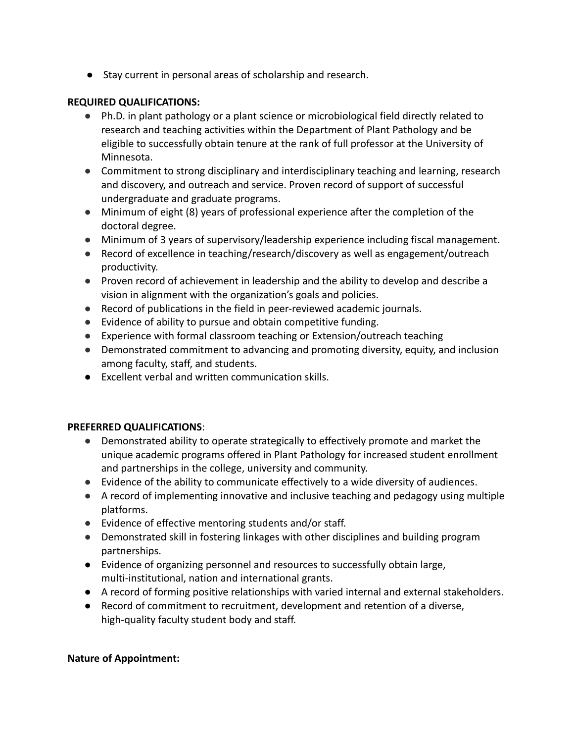- Stay current in personal areas of scholarship and research.

**REQUIRED QUALIFICATIONS:**

- Ph.D. in plant pathology or a plant science or microbiological field directly related to research and teaching activities within the Department of Plant Pathology and be eligible to successfully obtain tenure at the rank of full professor at the University of Minnesota.
- Commitment to strong disciplinary and interdisciplinary teaching and learning, research and discovery, and outreach and service. Proven record of support of successful undergraduate and graduate programs.
- Minimum of eight (8) years of professional experience after the completion of the doctoral degree.
- Minimum of 3 years of supervisory/leadership experience including fiscal management.
- Record of excellence in teaching/research/discovery as well as engagement/outreach productivity.
- Proven record of achievement in leadership and the ability to develop and describe a vision in alignment with the organization's goals and policies.
- Record of publications in the field in peer-reviewed academic journals.
- Evidence of ability to pursue and obtain competitive funding.
- Experience with formal classroom teaching or Extension/outreach teaching
- Demonstrated commitment to advancing and promoting diversity, equity, and inclusion among faculty, staff, and students.
- Excellent verbal and written communication skills.

**PREFERRED QUALIFICATIONS**:

- Demonstrated ability to operate strategically to effectively promote and market the unique academic programs offered in Plant Pathology for increased student enrollment and partnerships in the college, university and community.
- Evidence of the ability to communicate effectively to a wide diversity of audiences.
- A record of implementing innovative and inclusive teaching and pedagogy using multiple platforms.
- Evidence of effective mentoring students and/or staff.
- Demonstrated skill in fostering linkages with other disciplines and building program partnerships.
- Evidence of organizing personnel and resources to successfully obtain large, multi-institutional, nation and international grants.
- A record of forming positive relationships with varied internal and external stakeholders.
- Record of commitment to recruitment, development and retention of a diverse, high-quality faculty student body and staff.

**Nature of Appointment:**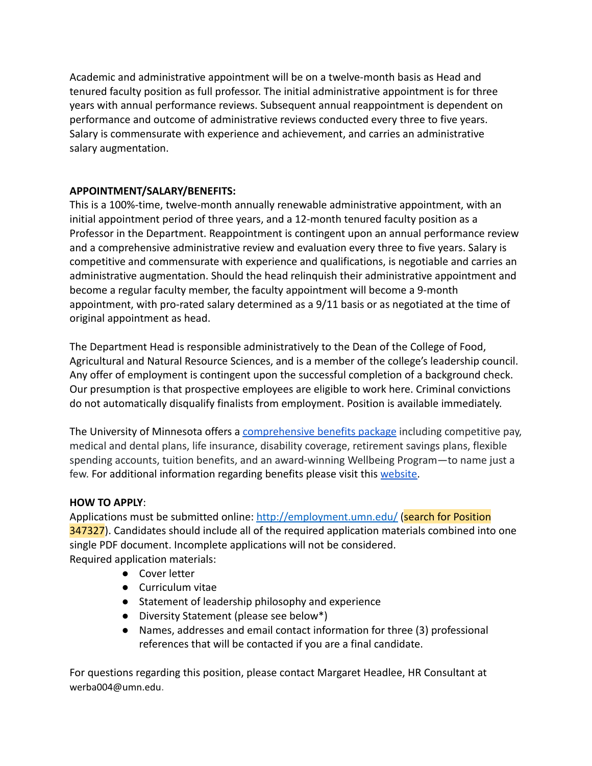Academic and administrative appointment will be on a twelve-month basis as Head and tenured faculty position as full professor. The initial administrative appointment is for three years with annual performance reviews. Subsequent annual reappointment is dependent on performance and outcome of administrative reviews conducted every three to five years. Salary is commensurate with experience and achievement, and carries an administrative salary augmentation.

**APPOINTMENT/SALARY/BENEFITS:**
This is a 100%-time, twelve-month annually renewable administrative appointment, with an initial appointment period of three years, and a 12-month tenured faculty position as a Professor in the Department. Reappointment is contingent upon an annual performance review and a comprehensive administrative review and evaluation every three to five years. Salary is competitive and commensurate with experience and qualifications, is negotiable and carries an administrative augmentation. Should the head relinquish their administrative appointment and become a regular faculty member, the faculty appointment will become a 9-month appointment, with pro-rated salary determined as a 9/11 basis or as negotiated at the time of original appointment as head.

The Department Head is responsible administratively to the Dean of the College of Food, Agricultural and Natural Resource Sciences, and is a member of the college's leadership council. Any offer of employment is contingent upon the successful completion of a background check. Our presumption is that prospective employees are eligible to work here. Criminal convictions do not automatically disqualify finalists from employment. Position is available immediately.

The University of Minnesota offers a comprehensive benefits package including competitive pay, medical and dental plans, life insurance, disability coverage, retirement savings plans, flexible spending accounts, tuition benefits, and an award-winning Wellbeing Program—to name just a few. For additional information regarding benefits please visit this website.

**HOW TO APPLY**:
Applications must be submitted online: http://employment.umn.edu/ (search for Position 347327). Candidates should include all of the required application materials combined into one single PDF document. Incomplete applications will not be considered.
Required application materials:

- Cover letter
- Curriculum vitae
- Statement of leadership philosophy and experience
- Diversity Statement (please see below*)
- Names, addresses and email contact information for three (3) professional references that will be contacted if you are a final candidate.

For questions regarding this position, please contact Margaret Headlee, HR Consultant at werba004@umn.edu.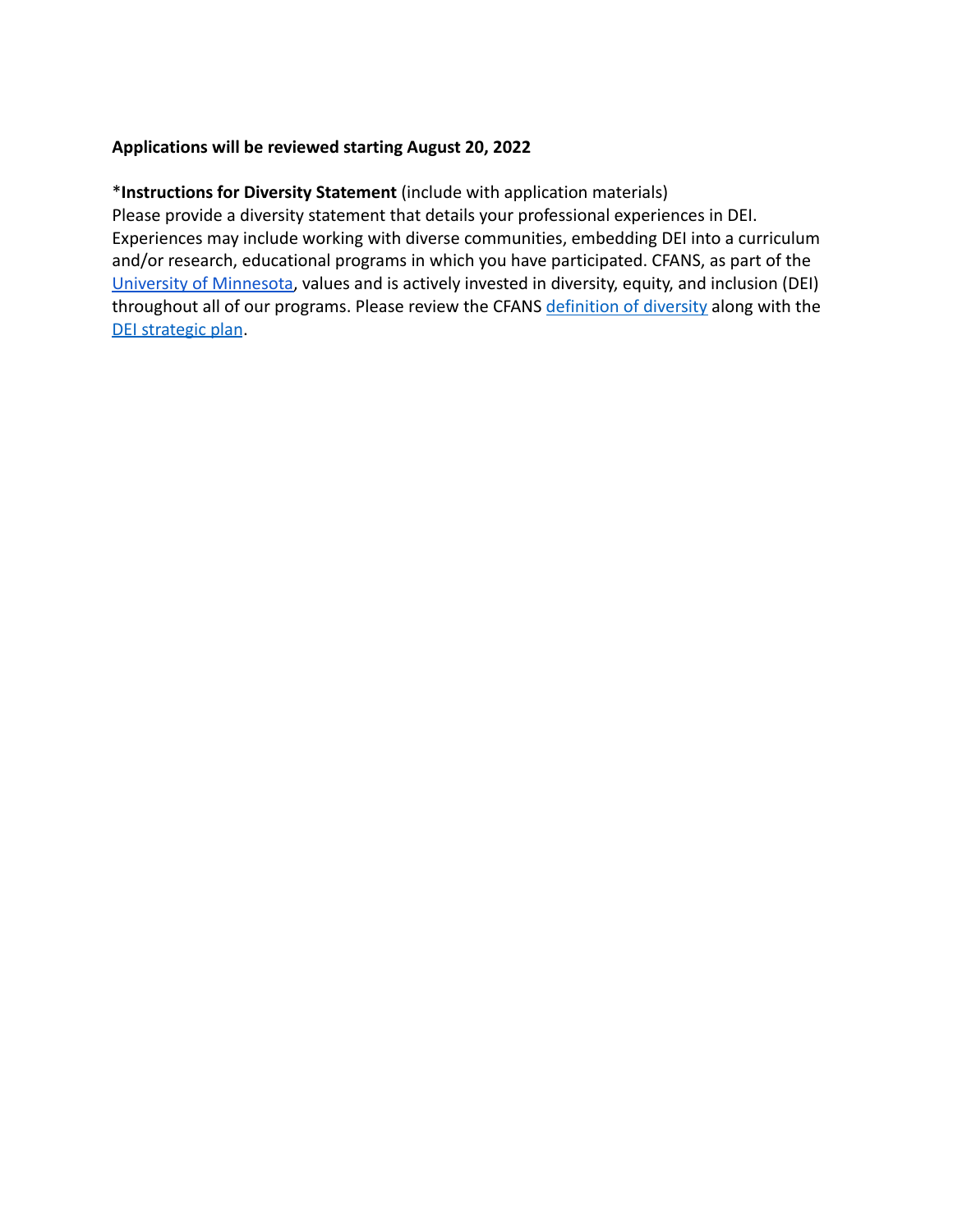**Applications will be reviewed starting August 20, 2022**

***Instructions for Diversity Statement** (include with application materials)
Please provide a diversity statement that details your professional experiences in DEI. Experiences may include working with diverse communities, embedding DEI into a curriculum and/or research, educational programs in which you have participated. CFANS, as part of the University of Minnesota, values and is actively invested in diversity, equity, and inclusion (DEI) throughout all of our programs. Please review the CFANS definition of diversity along with the DEI strategic plan.